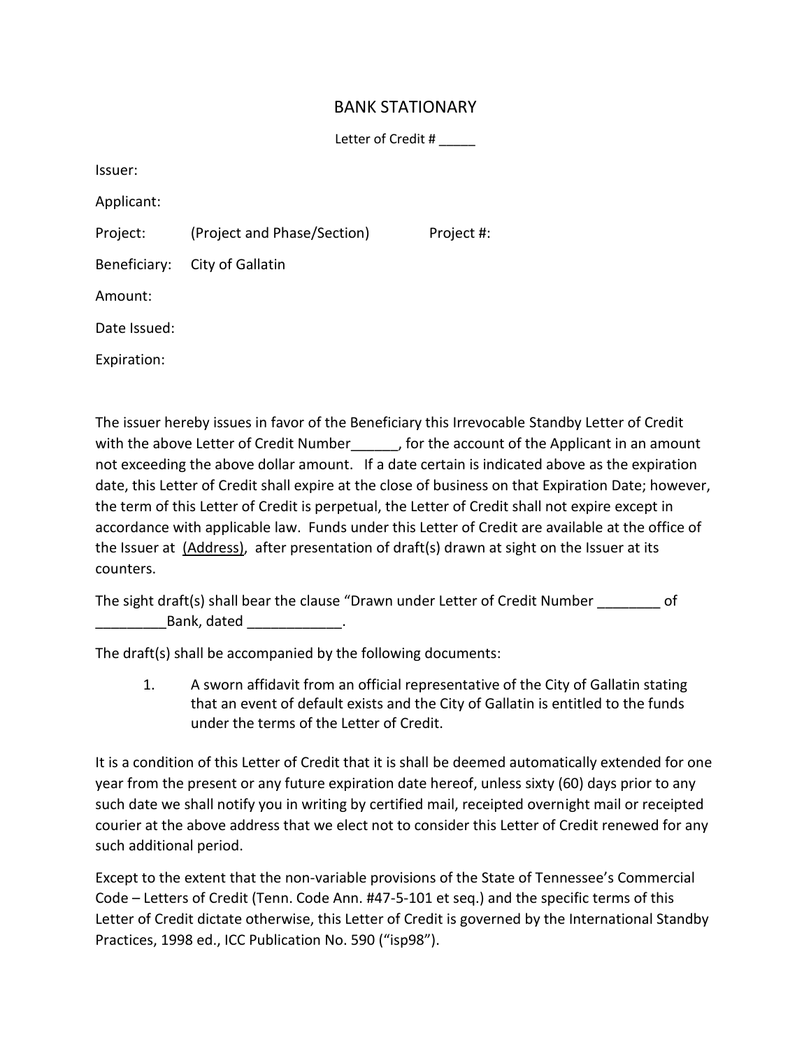# BANK STATIONARY

Letter of Credit # _____

Issuer:

Applicant:

Project: (Project and Phase/Section) Project #:

Beneficiary: City of Gallatin

Amount:

Date Issued:

Expiration:

The issuer hereby issues in favor of the Beneficiary this Irrevocable Standby Letter of Credit with the above Letter of Credit Number______, for the account of the Applicant in an amount not exceeding the above dollar amount. If a date certain is indicated above as the expiration date, this Letter of Credit shall expire at the close of business on that Expiration Date; however, the term of this Letter of Credit is perpetual, the Letter of Credit shall not expire except in accordance with applicable law. Funds under this Letter of Credit are available at the office of the Issuer at (Address), after presentation of draft(s) drawn at sight on the Issuer at its counters.

The sight draft(s) shall bear the clause "Drawn under Letter of Credit Number ________ of _________Bank, dated ____________.

The draft(s) shall be accompanied by the following documents:

1. A sworn affidavit from an official representative of the City of Gallatin stating that an event of default exists and the City of Gallatin is entitled to the funds under the terms of the Letter of Credit.

It is a condition of this Letter of Credit that it is shall be deemed automatically extended for one year from the present or any future expiration date hereof, unless sixty (60) days prior to any such date we shall notify you in writing by certified mail, receipted overnight mail or receipted courier at the above address that we elect not to consider this Letter of Credit renewed for any such additional period.

Except to the extent that the non-variable provisions of the State of Tennessee's Commercial Code – Letters of Credit (Tenn. Code Ann. #47-5-101 et seq.) and the specific terms of this Letter of Credit dictate otherwise, this Letter of Credit is governed by the International Standby Practices, 1998 ed., ICC Publication No. 590 ("isp98").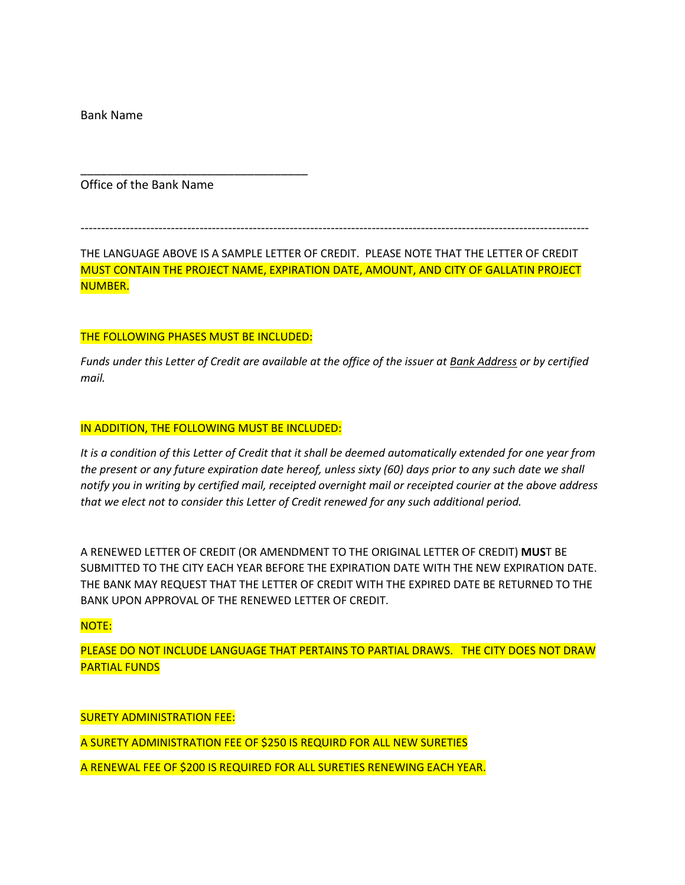Bank Name

\_\_\_\_\_\_\_\_\_\_\_\_\_\_\_\_\_\_\_\_\_\_\_\_\_\_\_\_\_\_\_\_\_\_\_

Office of the Bank Name

---

THE LANGUAGE ABOVE IS A SAMPLE LETTER OF CREDIT. PLEASE NOTE THAT THE LETTER OF CREDIT MUST CONTAIN THE PROJECT NAME, EXPIRATION DATE, AMOUNT, AND CITY OF GALLATIN PROJECT NUMBER.

THE FOLLOWING PHASES MUST BE INCLUDED:

*Funds under this Letter of Credit are available at the office of the issuer at* Bank Address *or by certified mail.*

IN ADDITION, THE FOLLOWING MUST BE INCLUDED:

*It is a condition of this Letter of Credit that it shall be deemed automatically extended for one year from the present or any future expiration date hereof, unless sixty (60) days prior to any such date we shall notify you in writing by certified mail, receipted overnight mail or receipted courier at the above address that we elect not to consider this Letter of Credit renewed for any such additional period.*

A RENEWED LETTER OF CREDIT (OR AMENDMENT TO THE ORIGINAL LETTER OF CREDIT) **MUS**T BE SUBMITTED TO THE CITY EACH YEAR BEFORE THE EXPIRATION DATE WITH THE NEW EXPIRATION DATE. THE BANK MAY REQUEST THAT THE LETTER OF CREDIT WITH THE EXPIRED DATE BE RETURNED TO THE BANK UPON APPROVAL OF THE RENEWED LETTER OF CREDIT.

NOTE:

PLEASE DO NOT INCLUDE LANGUAGE THAT PERTAINS TO PARTIAL DRAWS. THE CITY DOES NOT DRAW PARTIAL FUNDS

SURETY ADMINISTRATION FEE:

A SURETY ADMINISTRATION FEE OF $250 IS REQUIRD FOR ALL NEW SURETIES

A RENEWAL FEE OF $200 IS REQUIRED FOR ALL SURETIES RENEWING EACH YEAR.